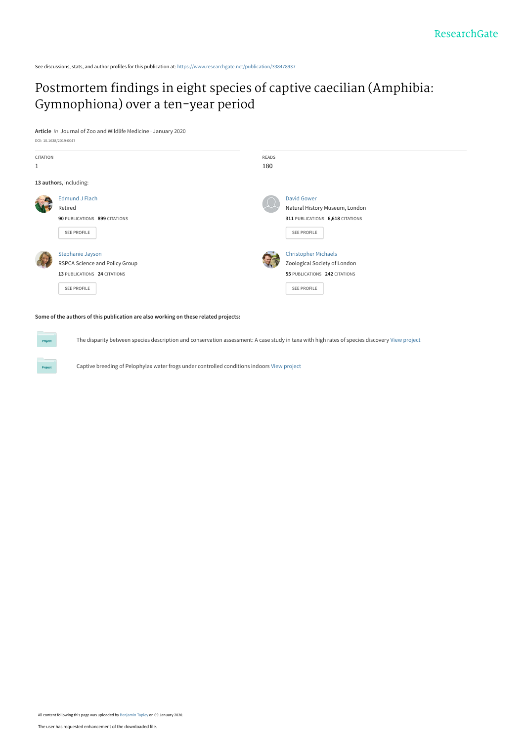See discussions, stats, and author profiles for this publication at: https://www.researchgate.net/publication/338478937

# Postmortem findings in eight species of captive caecilian (Amphibia: Gymnophiona) over a ten-year period

**Article** *in* Journal of Zoo and Wildlife Medicine · January 2020

DOI: 10.1638/2019-0047

CITATION
1

READS
180

**13 authors**, including:

Edmund J Flach
Retired
**90** PUBLICATIONS **899** CITATIONS
SEE PROFILE

David Gower
Natural History Museum, London
**311** PUBLICATIONS **6,618** CITATIONS
SEE PROFILE

Stephanie Jayson
RSPCA Science and Policy Group
**13** PUBLICATIONS **24** CITATIONS
SEE PROFILE

Christopher Michaels
Zoological Society of London
**55** PUBLICATIONS **242** CITATIONS
SEE PROFILE

**Some of the authors of this publication are also working on these related projects:**

Project: The disparity between species description and conservation assessment: A case study in taxa with high rates of species discovery View project

Project: Captive breeding of Pelophylax water frogs under controlled conditions indoors View project

All content following this page was uploaded by Benjamin Tapley on 09 January 2020.

The user has requested enhancement of the downloaded file.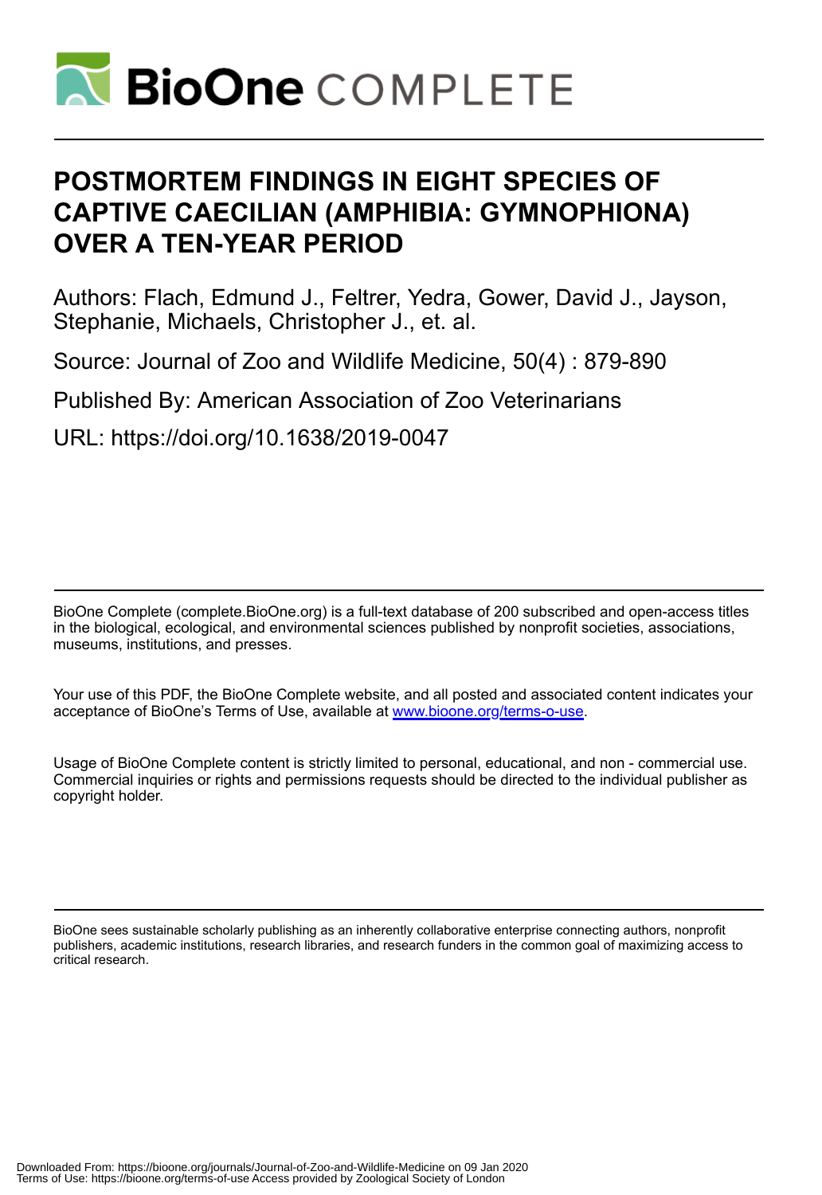# POSTMORTEM FINDINGS IN EIGHT SPECIES OF CAPTIVE CAECILIAN (AMPHIBIA: GYMNOPHIONA) OVER A TEN-YEAR PERIOD

Authors: Flach, Edmund J., Feltrer, Yedra, Gower, David J., Jayson, Stephanie, Michaels, Christopher J., et. al.

Source: Journal of Zoo and Wildlife Medicine, 50(4) : 879-890

Published By: American Association of Zoo Veterinarians

URL: https://doi.org/10.1638/2019-0047

BioOne Complete (complete.BioOne.org) is a full-text database of 200 subscribed and open-access titles in the biological, ecological, and environmental sciences published by nonprofit societies, associations, museums, institutions, and presses.

Your use of this PDF, the BioOne Complete website, and all posted and associated content indicates your acceptance of BioOne's Terms of Use, available at www.bioone.org/terms-o-use.

Usage of BioOne Complete content is strictly limited to personal, educational, and non - commercial use. Commercial inquiries or rights and permissions requests should be directed to the individual publisher as copyright holder.

BioOne sees sustainable scholarly publishing as an inherently collaborative enterprise connecting authors, nonprofit publishers, academic institutions, research libraries, and research funders in the common goal of maximizing access to critical research.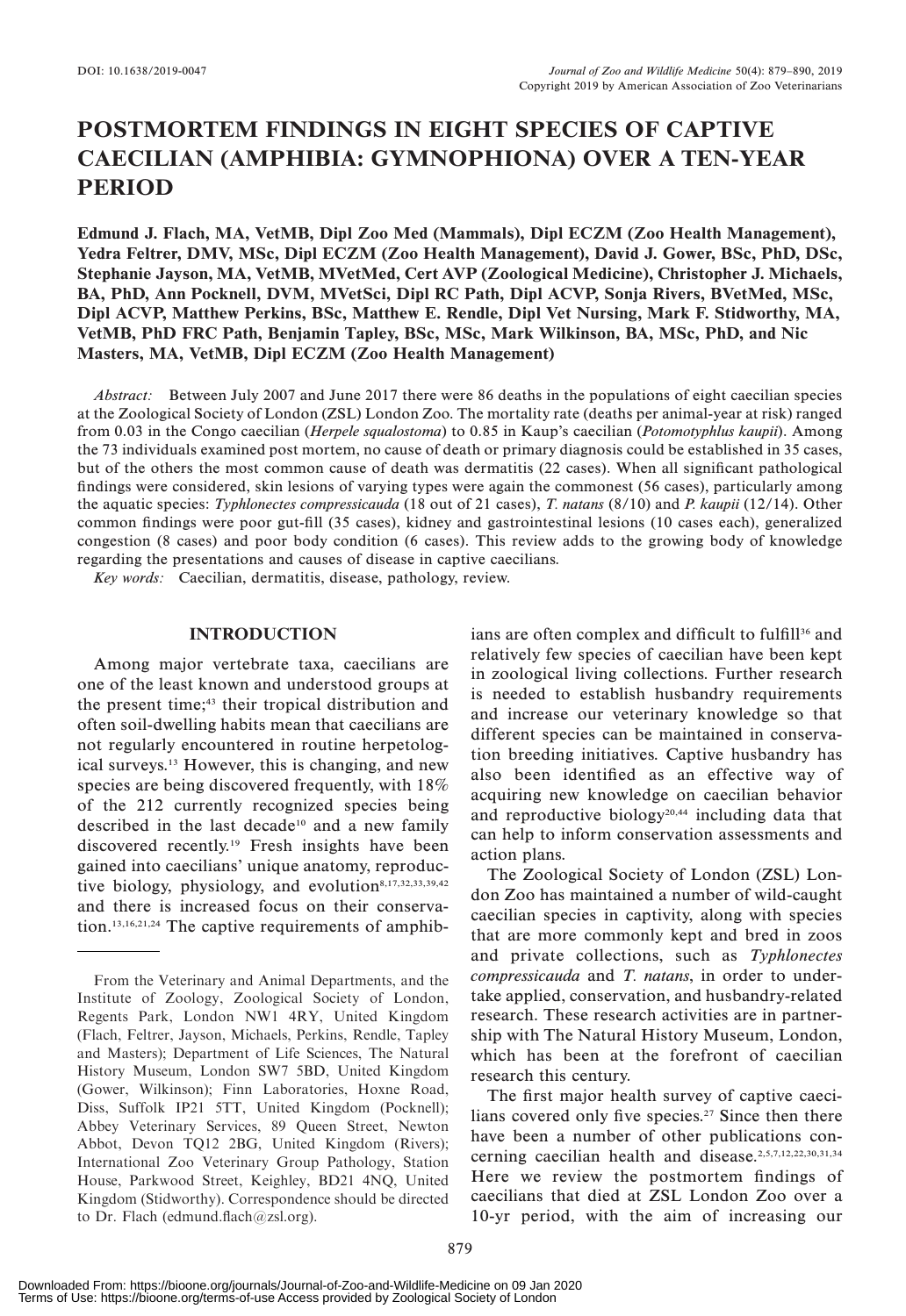# POSTMORTEM FINDINGS IN EIGHT SPECIES OF CAPTIVE CAECILIAN (AMPHIBIA: GYMNOPHIONA) OVER A TEN-YEAR PERIOD

**Edmund J. Flach, MA, VetMB, Dipl Zoo Med (Mammals), Dipl ECZM (Zoo Health Management), Yedra Feltrer, DMV, MSc, Dipl ECZM (Zoo Health Management), David J. Gower, BSc, PhD, DSc, Stephanie Jayson, MA, VetMB, MVetMed, Cert AVP (Zoological Medicine), Christopher J. Michaels, BA, PhD, Ann Pocknell, DVM, MVetSci, Dipl RC Path, Dipl ACVP, Sonja Rivers, BVetMed, MSc, Dipl ACVP, Matthew Perkins, BSc, Matthew E. Rendle, Dipl Vet Nursing, Mark F. Stidworthy, MA, VetMB, PhD FRC Path, Benjamin Tapley, BSc, MSc, Mark Wilkinson, BA, MSc, PhD, and Nic Masters, MA, VetMB, Dipl ECZM (Zoo Health Management)**

*Abstract:* Between July 2007 and June 2017 there were 86 deaths in the populations of eight caecilian species at the Zoological Society of London (ZSL) London Zoo. The mortality rate (deaths per animal-year at risk) ranged from 0.03 in the Congo caecilian (*Herpele squalostoma*) to 0.85 in Kaup's caecilian (*Potomotyphlus kaupii*). Among the 73 individuals examined post mortem, no cause of death or primary diagnosis could be established in 35 cases, but of the others the most common cause of death was dermatitis (22 cases). When all significant pathological findings were considered, skin lesions of varying types were again the commonest (56 cases), particularly among the aquatic species: *Typhlonectes compressicauda* (18 out of 21 cases), *T. natans* (8/10) and *P. kaupii* (12/14). Other common findings were poor gut-fill (35 cases), kidney and gastrointestinal lesions (10 cases each), generalized congestion (8 cases) and poor body condition (6 cases). This review adds to the growing body of knowledge regarding the presentations and causes of disease in captive caecilians.

*Key words:* Caecilian, dermatitis, disease, pathology, review.

## INTRODUCTION

Among major vertebrate taxa, caecilians are one of the least known and understood groups at the present time;[43] their tropical distribution and often soil-dwelling habits mean that caecilians are not regularly encountered in routine herpetological surveys.[13] However, this is changing, and new species are being discovered frequently, with 18% of the 212 currently recognized species being described in the last decade[10] and a new family discovered recently.[19] Fresh insights have been gained into caecilians' unique anatomy, reproductive biology, physiology, and evolution[8,17,32,33,39,42] and there is increased focus on their conservation.[13,16,21,24] The captive requirements of amphibians are often complex and difficult to fulfill[36] and relatively few species of caecilian have been kept in zoological living collections. Further research is needed to establish husbandry requirements and increase our veterinary knowledge so that different species can be maintained in conservation breeding initiatives. Captive husbandry has also been identified as an effective way of acquiring new knowledge on caecilian behavior and reproductive biology[20,44] including data that can help to inform conservation assessments and action plans.

The Zoological Society of London (ZSL) London Zoo has maintained a number of wild-caught caecilian species in captivity, along with species that are more commonly kept and bred in zoos and private collections, such as *Typhlonectes compressicauda* and *T. natans*, in order to undertake applied, conservation, and husbandry-related research. These research activities are in partnership with The Natural History Museum, London, which has been at the forefront of caecilian research this century.

The first major health survey of captive caecilians covered only five species.[27] Since then there have been a number of other publications concerning caecilian health and disease.[2,5,7,12,22,30,31,34] Here we review the postmortem findings of caecilians that died at ZSL London Zoo over a 10-yr period, with the aim of increasing our

From the Veterinary and Animal Departments, and the Institute of Zoology, Zoological Society of London, Regents Park, London NW1 4RY, United Kingdom (Flach, Feltrer, Jayson, Michaels, Perkins, Rendle, Tapley and Masters); Department of Life Sciences, The Natural History Museum, London SW7 5BD, United Kingdom (Gower, Wilkinson); Finn Laboratories, Hoxne Road, Diss, Suffolk IP21 5TT, United Kingdom (Pocknell); Abbey Veterinary Services, 89 Queen Street, Newton Abbot, Devon TQ12 2BG, United Kingdom (Rivers); International Zoo Veterinary Group Pathology, Station House, Parkwood Street, Keighley, BD21 4NQ, United Kingdom (Stidworthy). Correspondence should be directed to Dr. Flach (edmund.flach@zsl.org).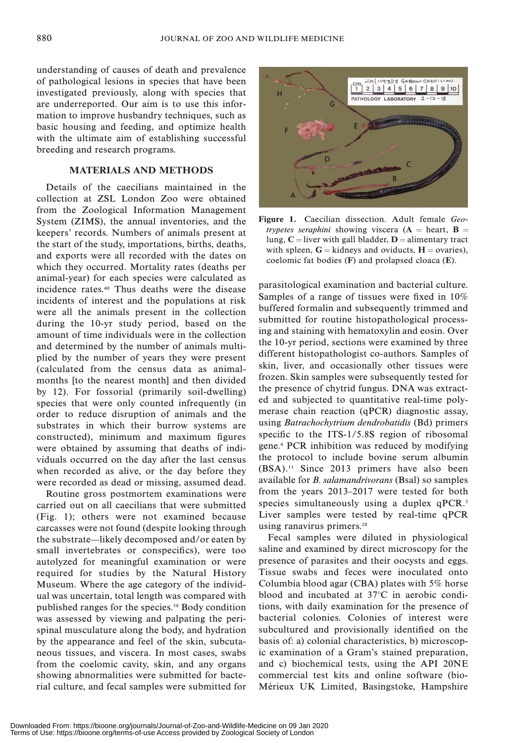understanding of causes of death and prevalence of pathological lesions in species that have been investigated previously, along with species that are underreported. Our aim is to use this information to improve husbandry techniques, such as basic housing and feeding, and optimize health with the ultimate aim of establishing successful breeding and research programs.

## MATERIALS AND METHODS

Details of the caecilians maintained in the collection at ZSL London Zoo were obtained from the Zoological Information Management System (ZIMS), the annual inventories, and the keepers' records. Numbers of animals present at the start of the study, importations, births, deaths, and exports were all recorded with the dates on which they occurred. Mortality rates (deaths per animal-year) for each species were calculated as incidence rates.[40] Thus deaths were the disease incidents of interest and the populations at risk were all the animals present in the collection during the 10-yr study period, based on the amount of time individuals were in the collection and determined by the number of animals multiplied by the number of years they were present (calculated from the census data as animal-months [to the nearest month] and then divided by 12). For fossorial (primarily soil-dwelling) species that were only counted infrequently (in order to reduce disruption of animals and the substrates in which their burrow systems are constructed), minimum and maximum figures were obtained by assuming that deaths of individuals occurred on the day after the last census when recorded as alive, or the day before they were recorded as dead or missing, assumed dead.

Routine gross postmortem examinations were carried out on all caecilians that were submitted (Fig. 1); others were not examined because carcasses were not found (despite looking through the substrate—likely decomposed and/or eaten by small invertebrates or conspecifics), were too autolyzed for meaningful examination or were required for studies by the Natural History Museum. Where the age category of the individual was uncertain, total length was compared with published ranges for the species.[38] Body condition was assessed by viewing and palpating the perispinal musculature along the body, and hydration by the appearance and feel of the skin, subcutaneous tissues, and viscera. In most cases, swabs from the coelomic cavity, skin, and any organs showing abnormalities were submitted for bacterial culture, and fecal samples were submitted for parasitological examination and bacterial culture. Samples of a range of tissues were fixed in 10% buffered formalin and subsequently trimmed and submitted for routine histopathological processing and staining with hematoxylin and eosin. Over the 10-yr period, sections were examined by three different histopathologist co-authors. Samples of skin, liver, and occasionally other tissues were frozen. Skin samples were subsequently tested for the presence of chytrid fungus. DNA was extracted and subjected to quantitative real-time polymerase chain reaction (qPCR) diagnostic assay, using *Batrachochytrium dendrobatidis* (Bd) primers specific to the ITS-1/5.8S region of ribosomal gene.[4] PCR inhibition was reduced by modifying the protocol to include bovine serum albumin (BSA).[11] Since 2013 primers have also been available for *B. salamandrivorans* (Bsal) so samples from the years 2013–2017 were tested for both species simultaneously using a duplex qPCR.[3] Liver samples were tested by real-time qPCR using ranavirus primers.[28]

**Figure 1.** Caecilian dissection. Adult female *Geotrypetes seraphini* showing viscera (**A** = heart, **B** = lung, **C** = liver with gall bladder, **D** = alimentary tract with spleen, **G** = kidneys and oviducts, **H** = ovaries), coelomic fat bodies (**F**) and prolapsed cloaca (**E**).

Fecal samples were diluted in physiological saline and examined by direct microscopy for the presence of parasites and their oocysts and eggs. Tissue swabs and feces were inoculated onto Columbia blood agar (CBA) plates with 5% horse blood and incubated at 37°C in aerobic conditions, with daily examination for the presence of bacterial colonies. Colonies of interest were subcultured and provisionally identified on the basis of: a) colonial characteristics, b) microscopic examination of a Gram's stained preparation, and c) biochemical tests, using the API 20NE commercial test kits and online software (bioMérieux UK Limited, Basingstoke, Hampshire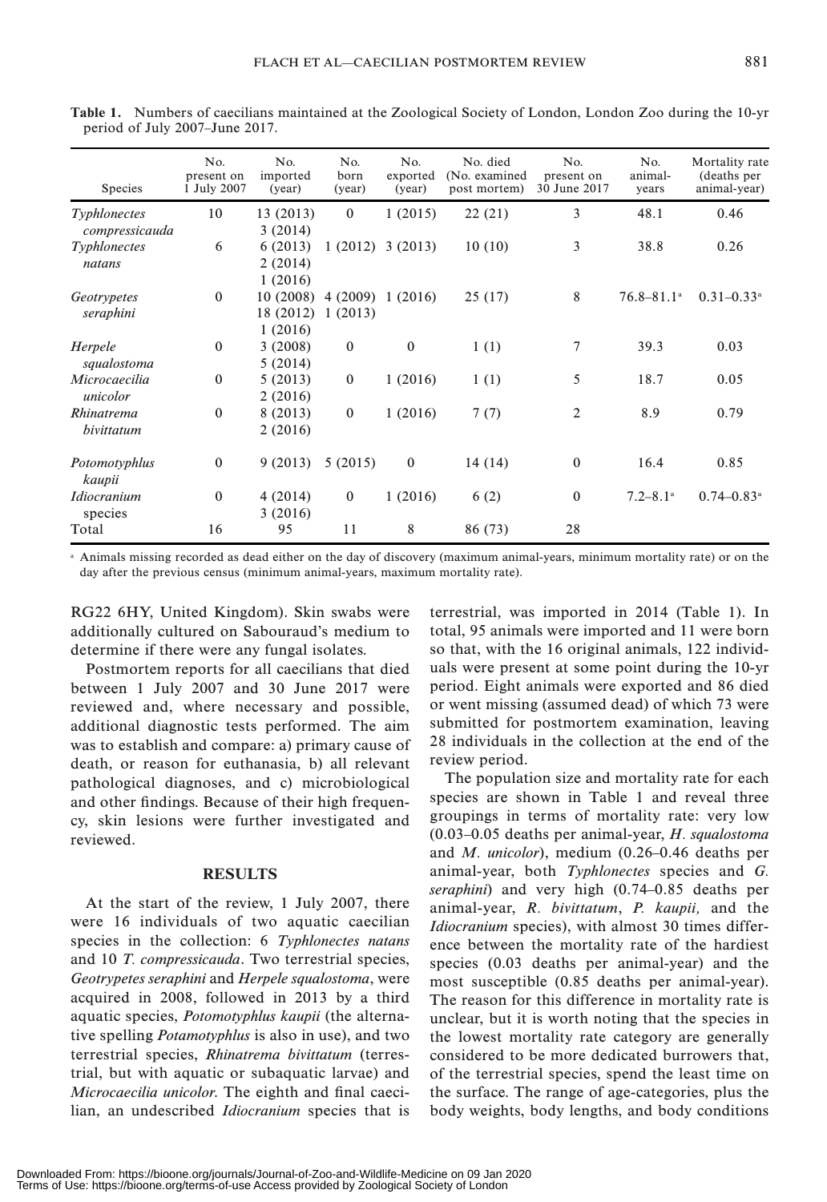**Table 1.** Numbers of caecilians maintained at the Zoological Society of London, London Zoo during the 10-yr period of July 2007–June 2017.

| Species | No. present on 1 July 2007 | No. imported (year) | No. born (year) | No. exported (year) | No. died (No. examined post mortem) | No. present on 30 June 2017 | No. animal-years | Mortality rate (deaths per animal-year) |
|---|---|---|---|---|---|---|---|---|
| *Typhlonectes compressicauda* | 10 | 13 (2013) 3 (2014) | 0 | 1 (2015) | 22 (21) | 3 | 48.1 | 0.46 |
| *Typhlonectes natans* | 6 | 6 (2013) 2 (2014) 1 (2016) | 1 (2012) | 3 (2013) | 10 (10) | 3 | 38.8 | 0.26 |
| *Geotrypetes seraphini* | 0 | 10 (2008) 18 (2012) 1 (2016) | 4 (2009) 1 (2013) | 1 (2016) | 25 (17) | 8 | 76.8–81.1[a] | 0.31–0.33[a] |
| *Herpele squalostoma* | 0 | 3 (2008) 5 (2014) | 0 | 0 | 1 (1) | 7 | 39.3 | 0.03 |
| *Microcaecilia unicolor* | 0 | 5 (2013) 2 (2016) | 0 | 1 (2016) | 1 (1) | 5 | 18.7 | 0.05 |
| *Rhinatrema bivittatum* | 0 | 8 (2013) 2 (2016) | 0 | 1 (2016) | 7 (7) | 2 | 8.9 | 0.79 |
| *Potomotyphlus kaupii* | 0 | 9 (2013) | 5 (2015) | 0 | 14 (14) | 0 | 16.4 | 0.85 |
| *Idiocranium* species | 0 | 4 (2014) 3 (2016) | 0 | 1 (2016) | 6 (2) | 0 | 7.2–8.1[a] | 0.74–0.83[a] |
| Total | 16 | 95 | 11 | 8 | 86 (73) | 28 | | |

[a] Animals missing recorded as dead either on the day of discovery (maximum animal-years, minimum mortality rate) or on the day after the previous census (minimum animal-years, maximum mortality rate).

RG22 6HY, United Kingdom). Skin swabs were additionally cultured on Sabouraud's medium to determine if there were any fungal isolates.

Postmortem reports for all caecilians that died between 1 July 2007 and 30 June 2017 were reviewed and, where necessary and possible, additional diagnostic tests performed. The aim was to establish and compare: a) primary cause of death, or reason for euthanasia, b) all relevant pathological diagnoses, and c) microbiological and other findings. Because of their high frequency, skin lesions were further investigated and reviewed.

## RESULTS

At the start of the review, 1 July 2007, there were 16 individuals of two aquatic caecilian species in the collection: 6 *Typhlonectes natans* and 10 *T. compressicauda*. Two terrestrial species, *Geotrypetes seraphini* and *Herpele squalostoma*, were acquired in 2008, followed in 2013 by a third aquatic species, *Potomotyphlus kaupii* (the alternative spelling *Potamotyphlus* is also in use), and two terrestrial species, *Rhinatrema bivittatum* (terrestrial, but with aquatic or subaquatic larvae) and *Microcaecilia unicolor*. The eighth and final caecilian, an undescribed *Idiocranium* species that is terrestrial, was imported in 2014 (Table 1). In total, 95 animals were imported and 11 were born so that, with the 16 original animals, 122 individuals were present at some point during the 10-yr period. Eight animals were exported and 86 died or went missing (assumed dead) of which 73 were submitted for postmortem examination, leaving 28 individuals in the collection at the end of the review period.

The population size and mortality rate for each species are shown in Table 1 and reveal three groupings in terms of mortality rate: very low (0.03–0.05 deaths per animal-year, *H. squalostoma* and *M. unicolor*), medium (0.26–0.46 deaths per animal-year, both *Typhlonectes* species and *G. seraphini*) and very high (0.74–0.85 deaths per animal-year, *R. bivittatum*, *P. kaupii,* and the *Idiocranium* species), with almost 30 times difference between the mortality rate of the hardiest species (0.03 deaths per animal-year) and the most susceptible (0.85 deaths per animal-year). The reason for this difference in mortality rate is unclear, but it is worth noting that the species in the lowest mortality rate category are generally considered to be more dedicated burrowers that, of the terrestrial species, spend the least time on the surface. The range of age-categories, plus the body weights, body lengths, and body conditions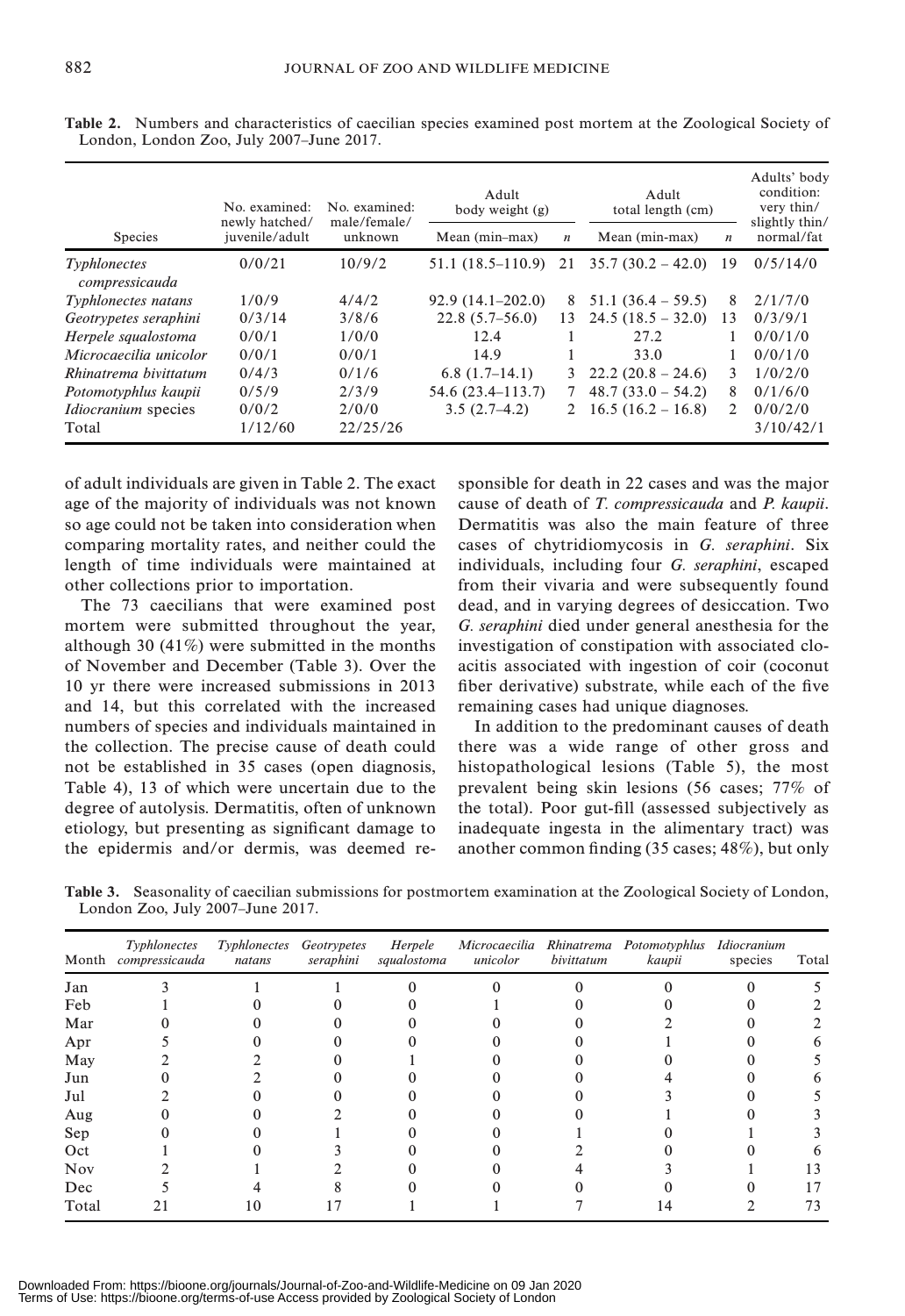**Table 2.** Numbers and characteristics of caecilian species examined post mortem at the Zoological Society of London, London Zoo, July 2007–June 2017.

| Species | No. examined: newly hatched/ juvenile/adult | No. examined: male/female/ unknown | Adult body weight (g) | | Adult total length (cm) | | Adults' body condition: very thin/ slightly thin/ normal/fat |
|---|---|---|---|---|---|---|---|
| | | | Mean (min–max) | *n* | Mean (min-max) | *n* | |
| *Typhlonectes compressicauda* | 0/0/21 | 10/9/2 | 51.1 (18.5–110.9) | 21 | 35.7 (30.2 – 42.0) | 19 | 0/5/14/0 |
| *Typhlonectes natans* | 1/0/9 | 4/4/2 | 92.9 (14.1–202.0) | 8 | 51.1 (36.4 – 59.5) | 8 | 2/1/7/0 |
| *Geotrypetes seraphini* | 0/3/14 | 3/8/6 | 22.8 (5.7–56.0) | 13 | 24.5 (18.5 – 32.0) | 13 | 0/3/9/1 |
| *Herpele squalostoma* | 0/0/1 | 1/0/0 | 12.4 | 1 | 27.2 | 1 | 0/0/1/0 |
| *Microcaecilia unicolor* | 0/0/1 | 0/0/1 | 14.9 | 1 | 33.0 | 1 | 0/0/1/0 |
| *Rhinatrema bivittatum* | 0/4/3 | 0/1/6 | 6.8 (1.7–14.1) | 3 | 22.2 (20.8 – 24.6) | 3 | 1/0/2/0 |
| *Potomotyphlus kaupii* | 0/5/9 | 2/3/9 | 54.6 (23.4–113.7) | 7 | 48.7 (33.0 – 54.2) | 8 | 0/1/6/0 |
| *Idiocranium* species | 0/0/2 | 2/0/0 | 3.5 (2.7–4.2) | 2 | 16.5 (16.2 – 16.8) | 2 | 0/0/2/0 |
| Total | 1/12/60 | 22/25/26 | | | | | 3/10/42/1 |

of adult individuals are given in Table 2. The exact age of the majority of individuals was not known so age could not be taken into consideration when comparing mortality rates, and neither could the length of time individuals were maintained at other collections prior to importation.

The 73 caecilians that were examined post mortem were submitted throughout the year, although 30 (41%) were submitted in the months of November and December (Table 3). Over the 10 yr there were increased submissions in 2013 and 14, but this correlated with the increased numbers of species and individuals maintained in the collection. The precise cause of death could not be established in 35 cases (open diagnosis, Table 4), 13 of which were uncertain due to the degree of autolysis. Dermatitis, often of unknown etiology, but presenting as significant damage to the epidermis and/or dermis, was deemed responsible for death in 22 cases and was the major cause of death of *T. compressicauda* and *P. kaupii*. Dermatitis was also the main feature of three cases of chytridiomycosis in *G. seraphini*. Six individuals, including four *G. seraphini*, escaped from their vivaria and were subsequently found dead, and in varying degrees of desiccation. Two *G. seraphini* died under general anesthesia for the investigation of constipation with associated cloacitis associated with ingestion of coir (coconut fiber derivative) substrate, while each of the five remaining cases had unique diagnoses.

In addition to the predominant causes of death there was a wide range of other gross and histopathological lesions (Table 5), the most prevalent being skin lesions (56 cases; 77% of the total). Poor gut-fill (assessed subjectively as inadequate ingesta in the alimentary tract) was another common finding (35 cases; 48%), but only

**Table 3.** Seasonality of caecilian submissions for postmortem examination at the Zoological Society of London, London Zoo, July 2007–June 2017.

| Month | *Typhlonectes compressicauda* | *Typhlonectes natans* | *Geotrypetes seraphini* | *Herpele squalostoma* | *Microcaecilia unicolor* | *Rhinatrema bivittatum* | *Potomotyphlus kaupii* | *Idiocranium* species | Total |
|---|---|---|---|---|---|---|---|---|---|
| Jan | 3 | 1 | 1 | 0 | 0 | 0 | 0 | 0 | 5 |
| Feb | 1 | 0 | 0 | 0 | 1 | 0 | 0 | 0 | 2 |
| Mar | 0 | 0 | 0 | 0 | 0 | 0 | 2 | 0 | 2 |
| Apr | 5 | 0 | 0 | 0 | 0 | 0 | 1 | 0 | 6 |
| May | 2 | 2 | 0 | 1 | 0 | 0 | 0 | 0 | 5 |
| Jun | 0 | 2 | 0 | 0 | 0 | 0 | 4 | 0 | 6 |
| Jul | 2 | 0 | 0 | 0 | 0 | 0 | 3 | 0 | 5 |
| Aug | 0 | 0 | 2 | 0 | 0 | 0 | 1 | 0 | 3 |
| Sep | 0 | 0 | 1 | 0 | 0 | 1 | 0 | 1 | 3 |
| Oct | 1 | 0 | 3 | 0 | 0 | 2 | 0 | 0 | 6 |
| Nov | 2 | 1 | 2 | 0 | 0 | 4 | 3 | 1 | 13 |
| Dec | 5 | 4 | 8 | 0 | 0 | 0 | 0 | 0 | 17 |
| Total | 21 | 10 | 17 | 1 | 1 | 7 | 14 | 2 | 73 |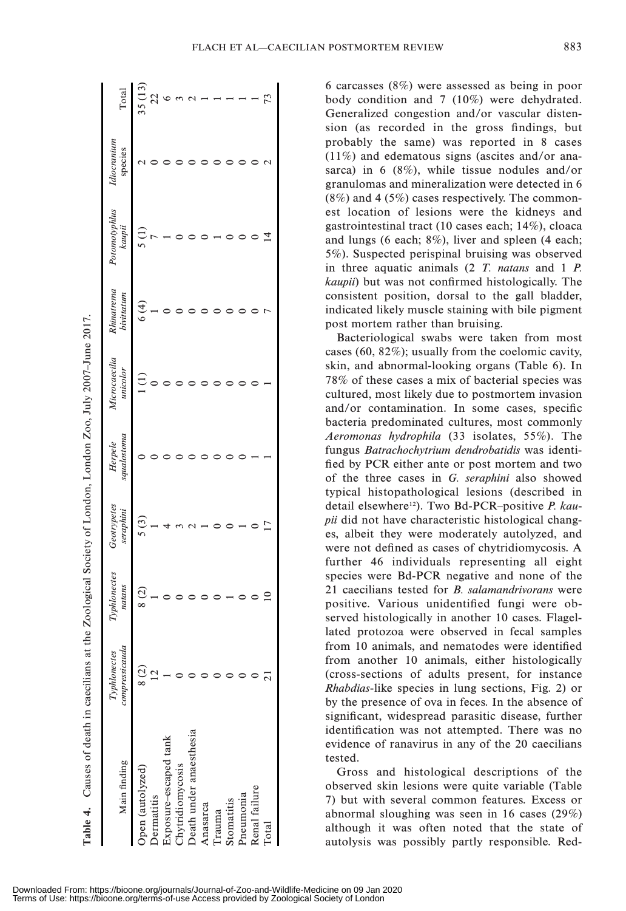**Table 4.** Causes of death in caecilians at the Zoological Society of London, London Zoo, July 2007–June 2017.

| Main finding | *Typhlonectes compressicauda* | *Typhlonectes natans* | *Geotrypetes seraphini* | *Herpele squalostoma* | *Microcaecilia unicolor* | *Rhinatrema bivittatum* | *Potomotyphlus kaupii* | *Idiocranium* species | Total |
|---|---|---|---|---|---|---|---|---|---|
| Open (autolyzed) | 8 (2) | 8 (2) | 5 (3) | 0 | 1 (1) | 6 (4) | 5 (1) | 2 | 35 (13) |
| Dermatitis | 12 | 1 | 1 | 0 | 0 | 1 | 7 | 0 | 22 |
| Exposure–escaped tank | 1 | 0 | 4 | 0 | 0 | 0 | 1 | 0 | 6 |
| Chytridiomycosis | 0 | 0 | 3 | 0 | 0 | 0 | 0 | 0 | 3 |
| Death under anaesthesia | 0 | 0 | 2 | 0 | 0 | 0 | 0 | 0 | 2 |
| Anasarca | 0 | 0 | 1 | 0 | 0 | 0 | 0 | 0 | 1 |
| Trauma | 0 | 0 | 0 | 0 | 0 | 0 | 1 | 0 | 1 |
| Stomatitis | 0 | 1 | 0 | 0 | 0 | 0 | 0 | 0 | 1 |
| Pneumonia | 0 | 0 | 1 | 0 | 0 | 0 | 0 | 0 | 1 |
| Renal failure | 0 | 0 | 0 | 1 | 0 | 0 | 0 | 0 | 1 |
| Total | 21 | 10 | 17 | 1 | 1 | 7 | 14 | 2 | 73 |

6 carcasses (8%) were assessed as being in poor body condition and 7 (10%) were dehydrated. Generalized congestion and/or vascular distension (as recorded in the gross findings, but probably the same) was reported in 8 cases (11%) and edematous signs (ascites and/or anasarca) in 6 (8%), while tissue nodules and/or granulomas and mineralization were detected in 6 (8%) and 4 (5%) cases respectively. The commonest location of lesions were the kidneys and gastrointestinal tract (10 cases each; 14%), cloaca and lungs (6 each; 8%), liver and spleen (4 each; 5%). Suspected perispinal bruising was observed in three aquatic animals (2 *T. natans* and 1 *P. kaupii*) but was not confirmed histologically. The consistent position, dorsal to the gall bladder, indicated likely muscle staining with bile pigment post mortem rather than bruising.

Bacteriological swabs were taken from most cases (60, 82%); usually from the coelomic cavity, skin, and abnormal-looking organs (Table 6). In 78% of these cases a mix of bacterial species was cultured, most likely due to postmortem invasion and/or contamination. In some cases, specific bacteria predominated cultures, most commonly *Aeromonas hydrophila* (33 isolates, 55%). The fungus *Batrachochytrium dendrobatidis* was identified by PCR either ante or post mortem and two of the three cases in *G. seraphini* also showed typical histopathological lesions (described in detail elsewhere[12]). Two Bd-PCR–positive *P. kaupii* did not have characteristic histological changes, albeit they were moderately autolyzed, and were not defined as cases of chytridiomycosis. A further 46 individuals representing all eight species were Bd-PCR negative and none of the 21 caecilians tested for *B. salamandrivorans* were positive. Various unidentified fungi were observed histologically in another 10 cases. Flagellated protozoa were observed in fecal samples from 10 animals, and nematodes were identified from another 10 animals, either histologically (cross-sections of adults present, for instance *Rhabdias*-like species in lung sections, Fig. 2) or by the presence of ova in feces. In the absence of significant, widespread parasitic disease, further identification was not attempted. There was no evidence of ranavirus in any of the 20 caecilians tested.

Gross and histological descriptions of the observed skin lesions were quite variable (Table 7) but with several common features. Excess or abnormal sloughing was seen in 16 cases (29%) although it was often noted that the state of autolysis was possibly partly responsible. Red-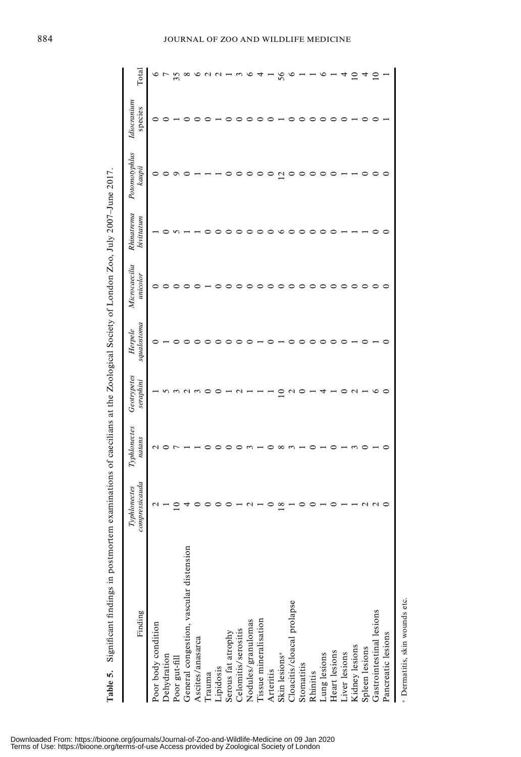**Table 5.** Significant findings in postmortem examinations of caecilians at the Zoological Society of London Zoo, July 2007–June 2017.

| Finding | *Typhlonectes compressicauda* | *Typhlonectes natans* | *Geotrypetes seraphini* | *Herpele squalostoma* | *Microcaecilia unicolor* | *Rhinatrema bivittatum* | *Potomotyphlus kaupii* | *Idiocranium* species | Total |
|---|---|---|---|---|---|---|---|---|---|
| Poor body condition | 2 | 2 | 1 | 0 | 0 | 1 | 0 | 0 | 6 |
| Dehydration | 1 | 0 | 5 | 1 | 0 | 0 | 0 | 0 | 7 |
| Poor gut-fill | 10 | 7 | 3 | 0 | 0 | 5 | 9 | 1 | 35 |
| General congestion, vascular distension | 4 | 1 | 2 | 0 | 0 | 1 | 0 | 0 | 8 |
| Ascites/anasarca | 0 | 1 | 3 | 0 | 0 | 1 | 1 | 0 | 6 |
| Trauma | 0 | 0 | 0 | 0 | 1 | 0 | 1 | 0 | 2 |
| Lipidosis | 0 | 0 | 0 | 0 | 0 | 0 | 1 | 1 | 2 |
| Serous fat atrophy | 0 | 0 | 1 | 0 | 0 | 0 | 0 | 0 | 1 |
| Celomitis/serositis | 1 | 0 | 2 | 0 | 0 | 0 | 0 | 0 | 3 |
| Nodules/granulomas | 2 | 3 | 1 | 0 | 0 | 0 | 0 | 0 | 6 |
| Tissue mineralisation | 1 | 1 | 1 | 1 | 0 | 0 | 0 | 0 | 4 |
| Arteritis | 0 | 0 | 1 | 0 | 0 | 0 | 0 | 0 | 1 |
| Skin lesions[a] | 18 | 8 | 10 | 1 | 0 | 6 | 12 | 1 | 56 |
| Cloacitis/cloacal prolapse | 1 | 3 | 2 | 0 | 0 | 0 | 0 | 0 | 6 |
| Stomatitis | 0 | 1 | 0 | 0 | 0 | 0 | 0 | 0 | 1 |
| Rhinitis | 0 | 0 | 1 | 0 | 0 | 0 | 0 | 0 | 1 |
| Lung lesions | 1 | 1 | 4 | 0 | 0 | 0 | 0 | 0 | 6 |
| Heart lesions | 0 | 0 | 1 | 0 | 0 | 0 | 0 | 0 | 1 |
| Liver lesions | 1 | 1 | 0 | 0 | 0 | 1 | 1 | 0 | 4 |
| Kidney lesions | 1 | 3 | 2 | 1 | 0 | 1 | 1 | 1 | 10 |
| Spleen lesions | 2 | 0 | 1 | 0 | 0 | 1 | 0 | 0 | 4 |
| Gastrointestinal lesions | 2 | 1 | 6 | 1 | 0 | 0 | 0 | 0 | 10 |
| Pancreatic lesions | 0 | 0 | 0 | 0 | 0 | 0 | 0 | 1 | 1 |

[a] Dermatitis, skin wounds etc.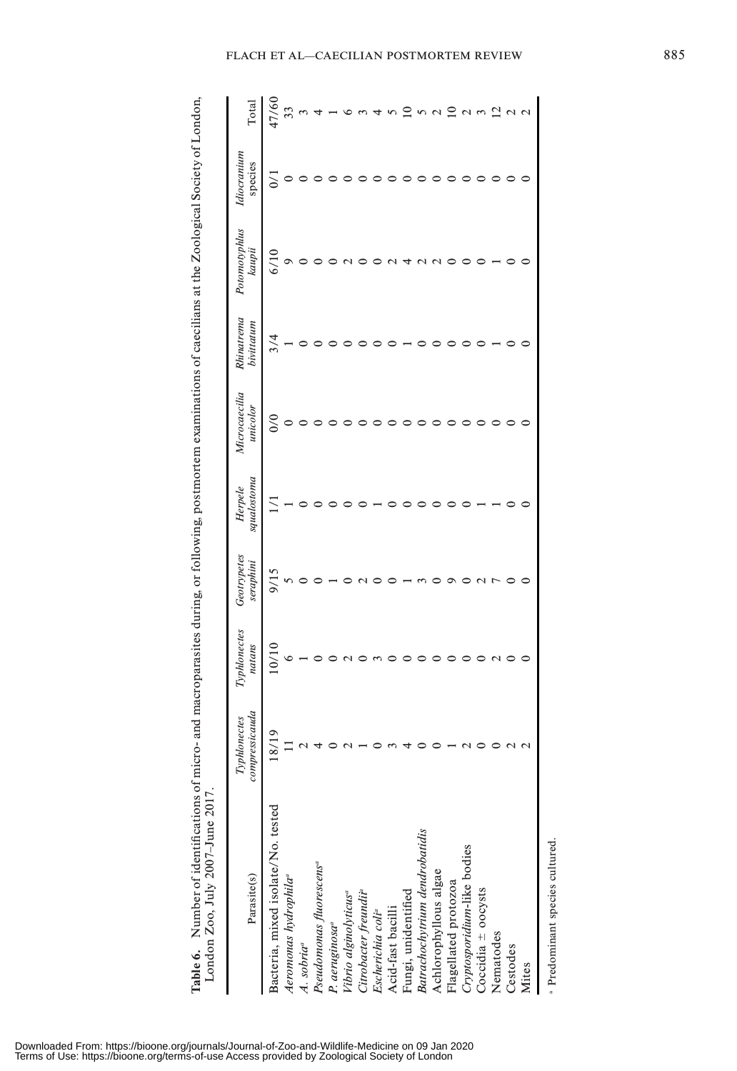**Table 6.** Number of identifications of micro- and macroparasites during, or following, postmortem examinations of caecilians at the Zoological Society of London, London Zoo, July 2007–June 2017.

| Parasite(s) | *Typhlonectes compressicauda* | *Typhlonectes natans* | *Geotrypetes seraphini* | *Herpele squalostoma* | *Microcaecilia unicolor* | *Rhinatrema bivittatum* | *Potomotyphlus kaupii* | *Idiocranium* species | Total |
|---|---|---|---|---|---|---|---|---|---|
| Bacteria, mixed isolate/No. tested | 18/19 | 10/10 | 9/15 | 1/1 | 0/0 | 3/4 | 6/10 | 0/1 | 47/60 |
| *Aeromonas hydrophila*[a] | 11 | 6 | 5 | 1 | 0 | 1 | 9 | 0 | 33 |
| *A. sobria*[a] | 2 | 1 | 0 | 0 | 0 | 0 | 0 | 0 | 3 |
| *Pseudomonas fluorescens*[a] | 4 | 0 | 0 | 0 | 0 | 0 | 0 | 0 | 4 |
| *P. aeruginosa*[a] | 0 | 0 | 1 | 0 | 0 | 0 | 0 | 0 | 1 |
| *Vibrio alginolyticus*[a] | 2 | 2 | 0 | 0 | 0 | 0 | 2 | 0 | 6 |
| *Citrobacter freundii*[a] | 1 | 0 | 2 | 0 | 0 | 0 | 0 | 0 | 3 |
| *Escherichia coli*[a] | 0 | 3 | 0 | 1 | 0 | 0 | 0 | 0 | 4 |
| Acid-fast bacilli | 3 | 0 | 0 | 0 | 0 | 0 | 2 | 0 | 5 |
| Fungi, unidentified | 4 | 0 | 1 | 0 | 0 | 1 | 4 | 0 | 10 |
| *Batrachochytrium dendrobatidis* | 0 | 0 | 3 | 0 | 0 | 0 | 2 | 0 | 5 |
| Achlorophyllous algae | 0 | 0 | 0 | 0 | 0 | 0 | 2 | 0 | 2 |
| Flagellated protozoa | 1 | 0 | 9 | 0 | 0 | 0 | 0 | 0 | 10 |
| *Cryptosporidium*-like bodies | 2 | 0 | 0 | 0 | 0 | 0 | 0 | 0 | 2 |
| Coccidia ± oocysts | 0 | 0 | 2 | 1 | 0 | 0 | 0 | 0 | 3 |
| Nematodes | 0 | 2 | 7 | 1 | 0 | 1 | 1 | 0 | 12 |
| Cestodes | 2 | 0 | 0 | 0 | 0 | 0 | 0 | 0 | 2 |
| Mites | 2 | 0 | 0 | 0 | 0 | 0 | 0 | 0 | 2 |

[a] Predominant species cultured.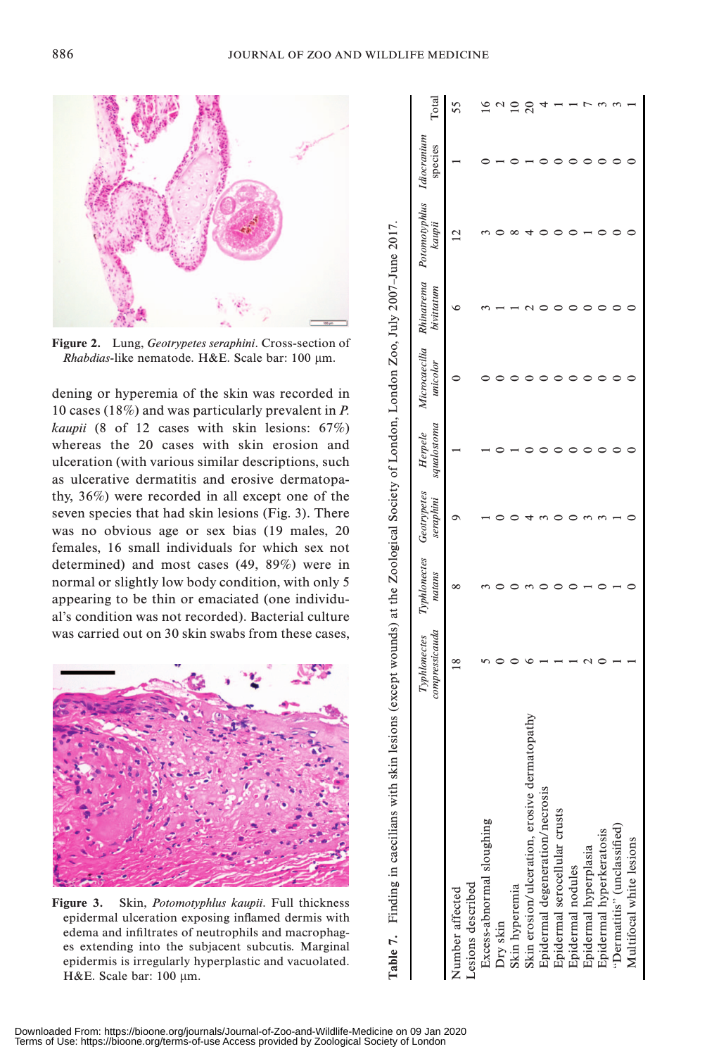Figure 2. Lung, *Geotrypetes seraphini*. Cross-section of *Rhabdias*-like nematode. H&E. Scale bar: 100 μm.

dening or hyperemia of the skin was recorded in 10 cases (18%) and was particularly prevalent in *P. kaupii* (8 of 12 cases with skin lesions: 67%) whereas the 20 cases with skin erosion and ulceration (with various similar descriptions, such as ulcerative dermatitis and erosive dermatopathy, 36%) were recorded in all except one of the seven species that had skin lesions (Fig. 3). There was no obvious age or sex bias (19 males, 20 females, 16 small individuals for which sex not determined) and most cases (49, 89%) were in normal or slightly low body condition, with only 5 appearing to be thin or emaciated (one individual's condition was not recorded). Bacterial culture was carried out on 30 skin swabs from these cases,

Figure 3. Skin, *Potomotyphlus kaupii*. Full thickness epidermal ulceration exposing inflamed dermis with edema and infiltrates of neutrophils and macrophages extending into the subjacent subcutis. Marginal epidermis is irregularly hyperplastic and vacuolated. H&E. Scale bar: 100 μm.

**Table 7.** Finding in caecilians with skin lesions (except wounds) at the Zoological Society of London, London Zoo, July 2007–June 2017.

| | *Typhlonectes compressicauda* | *Typhlonectes natans* | *Geotrypetes seraphini* | *Herpele squalostoma* | *Microcaecilia unicolor* | *Rhinatrema bivittatum* | *Potomotyphlus kaupii* | *Idiocranium* species | Total |
|---|---|---|---|---|---|---|---|---|---|
| Number affected | 18 | 8 | 9 | 1 | 0 | 6 | 12 | 1 | 55 |
| Lesions described | | | | | | | | | |
| Excess-abnormal sloughing | 5 | 3 | 1 | 1 | 0 | 3 | 3 | 0 | 16 |
| Dry skin | 0 | 0 | 0 | 0 | 0 | 1 | 0 | 1 | 2 |
| Skin hyperemia | 0 | 0 | 0 | 1 | 0 | 1 | 8 | 0 | 10 |
| Skin erosion/ulceration, erosive dermatopathy | 6 | 3 | 4 | 0 | 0 | 2 | 4 | 1 | 20 |
| Epidermal degeneration/necrosis | 1 | 0 | 3 | 0 | 0 | 0 | 0 | 0 | 4 |
| Epidermal serocellular crusts | 1 | 0 | 0 | 0 | 0 | 0 | 0 | 0 | 1 |
| Epidermal nodules | 1 | 0 | 0 | 0 | 0 | 0 | 0 | 0 | 1 |
| Epidermal hyperplasia | 2 | 1 | 3 | 0 | 0 | 0 | 1 | 0 | 7 |
| Epidermal hyperkeratosis | 0 | 0 | 3 | 0 | 0 | 0 | 0 | 0 | 3 |
| "Dermatitis" (unclassified) | 1 | 1 | 1 | 0 | 0 | 0 | 0 | 0 | 3 |
| Multifocal white lesions | 1 | 0 | 0 | 0 | 0 | 0 | 0 | 0 | 1 |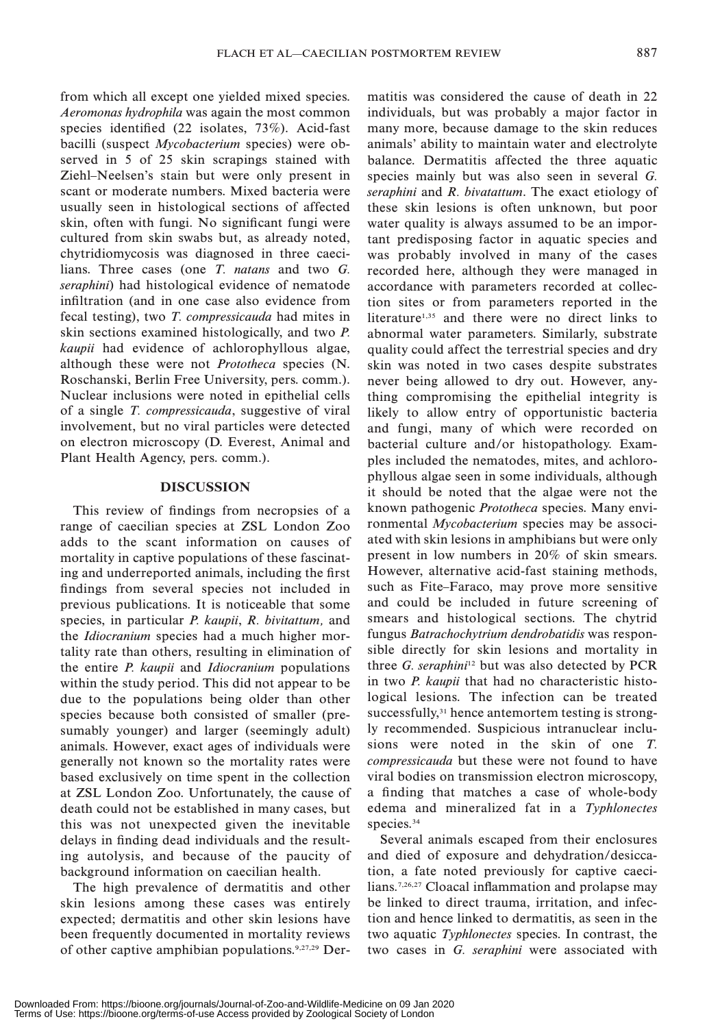from which all except one yielded mixed species. *Aeromonas hydrophila* was again the most common species identified (22 isolates, 73%). Acid-fast bacilli (suspect *Mycobacterium* species) were observed in 5 of 25 skin scrapings stained with Ziehl–Neelsen's stain but were only present in scant or moderate numbers. Mixed bacteria were usually seen in histological sections of affected skin, often with fungi. No significant fungi were cultured from skin swabs but, as already noted, chytridiomycosis was diagnosed in three caecilians. Three cases (one *T. natans* and two *G. seraphini*) had histological evidence of nematode infiltration (and in one case also evidence from fecal testing), two *T. compressicauda* had mites in skin sections examined histologically, and two *P. kaupii* had evidence of achlorophyllous algae, although these were not *Prototheca* species (N. Roschanski, Berlin Free University, pers. comm.). Nuclear inclusions were noted in epithelial cells of a single *T. compressicauda*, suggestive of viral involvement, but no viral particles were detected on electron microscopy (D. Everest, Animal and Plant Health Agency, pers. comm.).

## DISCUSSION

This review of findings from necropsies of a range of caecilian species at ZSL London Zoo adds to the scant information on causes of mortality in captive populations of these fascinating and underreported animals, including the first findings from several species not included in previous publications. It is noticeable that some species, in particular *P. kaupii*, *R. bivitattum,* and the *Idiocranium* species had a much higher mortality rate than others, resulting in elimination of the entire *P. kaupii* and *Idiocranium* populations within the study period. This did not appear to be due to the populations being older than other species because both consisted of smaller (presumably younger) and larger (seemingly adult) animals. However, exact ages of individuals were generally not known so the mortality rates were based exclusively on time spent in the collection at ZSL London Zoo. Unfortunately, the cause of death could not be established in many cases, but this was not unexpected given the inevitable delays in finding dead individuals and the resulting autolysis, and because of the paucity of background information on caecilian health.

The high prevalence of dermatitis and other skin lesions among these cases was entirely expected; dermatitis and other skin lesions have been frequently documented in mortality reviews of other captive amphibian populations.[9,27,29] Dermatitis was considered the cause of death in 22 individuals, but was probably a major factor in many more, because damage to the skin reduces animals' ability to maintain water and electrolyte balance. Dermatitis affected the three aquatic species mainly but was also seen in several *G. seraphini* and *R. bivatattum*. The exact etiology of these skin lesions is often unknown, but poor water quality is always assumed to be an important predisposing factor in aquatic species and was probably involved in many of the cases recorded here, although they were managed in accordance with parameters recorded at collection sites or from parameters reported in the literature[1,35] and there were no direct links to abnormal water parameters. Similarly, substrate quality could affect the terrestrial species and dry skin was noted in two cases despite substrates never being allowed to dry out. However, anything compromising the epithelial integrity is likely to allow entry of opportunistic bacteria and fungi, many of which were recorded on bacterial culture and/or histopathology. Examples included the nematodes, mites, and achlorophyllous algae seen in some individuals, although it should be noted that the algae were not the known pathogenic *Prototheca* species. Many environmental *Mycobacterium* species may be associated with skin lesions in amphibians but were only present in low numbers in 20% of skin smears. However, alternative acid-fast staining methods, such as Fite–Faraco, may prove more sensitive and could be included in future screening of smears and histological sections. The chytrid fungus *Batrachochytrium dendrobatidis* was responsible directly for skin lesions and mortality in three *G. seraphini*[12] but was also detected by PCR in two *P. kaupii* that had no characteristic histological lesions. The infection can be treated successfully,[31] hence antemortem testing is strongly recommended. Suspicious intranuclear inclusions were noted in the skin of one *T. compressicauda* but these were not found to have viral bodies on transmission electron microscopy, a finding that matches a case of whole-body edema and mineralized fat in a *Typhlonectes* species.[34]

Several animals escaped from their enclosures and died of exposure and dehydration/desiccation, a fate noted previously for captive caecilians.[7,26,27] Cloacal inflammation and prolapse may be linked to direct trauma, irritation, and infection and hence linked to dermatitis, as seen in the two aquatic *Typhlonectes* species. In contrast, the two cases in *G. seraphini* were associated with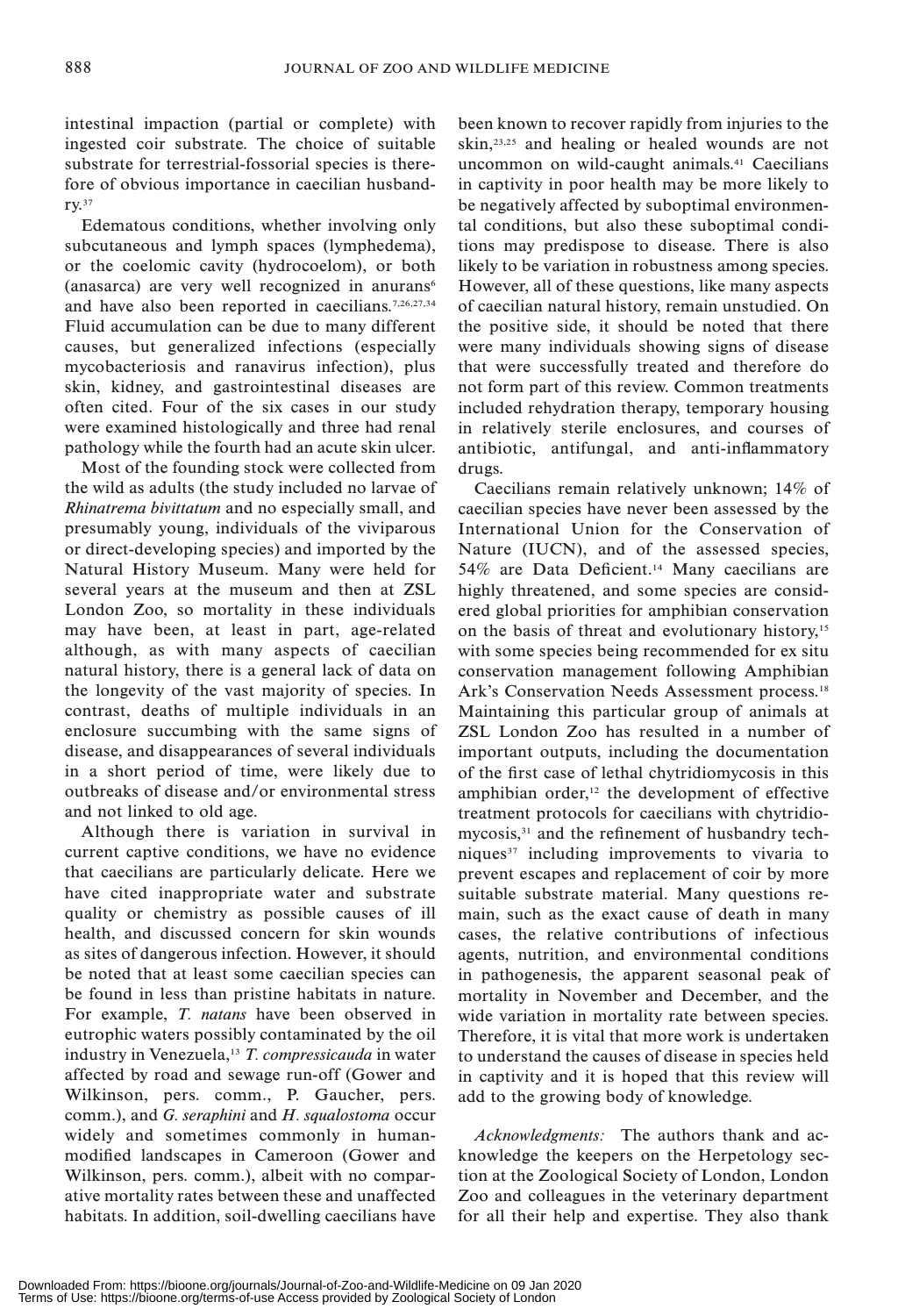intestinal impaction (partial or complete) with ingested coir substrate. The choice of suitable substrate for terrestrial-fossorial species is therefore of obvious importance in caecilian husbandry.[37]

Edematous conditions, whether involving only subcutaneous and lymph spaces (lymphedema), or the coelomic cavity (hydrocoelom), or both (anasarca) are very well recognized in anurans[6] and have also been reported in caecilians.[7,26,27,34] Fluid accumulation can be due to many different causes, but generalized infections (especially mycobacteriosis and ranavirus infection), plus skin, kidney, and gastrointestinal diseases are often cited. Four of the six cases in our study were examined histologically and three had renal pathology while the fourth had an acute skin ulcer.

Most of the founding stock were collected from the wild as adults (the study included no larvae of *Rhinatrema bivittatum* and no especially small, and presumably young, individuals of the viviparous or direct-developing species) and imported by the Natural History Museum. Many were held for several years at the museum and then at ZSL London Zoo, so mortality in these individuals may have been, at least in part, age-related although, as with many aspects of caecilian natural history, there is a general lack of data on the longevity of the vast majority of species. In contrast, deaths of multiple individuals in an enclosure succumbing with the same signs of disease, and disappearances of several individuals in a short period of time, were likely due to outbreaks of disease and/or environmental stress and not linked to old age.

Although there is variation in survival in current captive conditions, we have no evidence that caecilians are particularly delicate. Here we have cited inappropriate water and substrate quality or chemistry as possible causes of ill health, and discussed concern for skin wounds as sites of dangerous infection. However, it should be noted that at least some caecilian species can be found in less than pristine habitats in nature. For example, *T. natans* have been observed in eutrophic waters possibly contaminated by the oil industry in Venezuela,[13] *T. compressicauda* in water affected by road and sewage run-off (Gower and Wilkinson, pers. comm., P. Gaucher, pers. comm.), and *G. seraphini* and *H. squalostoma* occur widely and sometimes commonly in human-modified landscapes in Cameroon (Gower and Wilkinson, pers. comm.), albeit with no comparative mortality rates between these and unaffected habitats. In addition, soil-dwelling caecilians have been known to recover rapidly from injuries to the skin,[23,25] and healing or healed wounds are not uncommon on wild-caught animals.[41] Caecilians in captivity in poor health may be more likely to be negatively affected by suboptimal environmental conditions, but also these suboptimal conditions may predispose to disease. There is also likely to be variation in robustness among species. However, all of these questions, like many aspects of caecilian natural history, remain unstudied. On the positive side, it should be noted that there were many individuals showing signs of disease that were successfully treated and therefore do not form part of this review. Common treatments included rehydration therapy, temporary housing in relatively sterile enclosures, and courses of antibiotic, antifungal, and anti-inflammatory drugs.

Caecilians remain relatively unknown; 14% of caecilian species have never been assessed by the International Union for the Conservation of Nature (IUCN), and of the assessed species, 54% are Data Deficient.[14] Many caecilians are highly threatened, and some species are considered global priorities for amphibian conservation on the basis of threat and evolutionary history,[15] with some species being recommended for ex situ conservation management following Amphibian Ark's Conservation Needs Assessment process.[18] Maintaining this particular group of animals at ZSL London Zoo has resulted in a number of important outputs, including the documentation of the first case of lethal chytridiomycosis in this amphibian order,[12] the development of effective treatment protocols for caecilians with chytridiomycosis,[31] and the refinement of husbandry techniques[37] including improvements to vivaria to prevent escapes and replacement of coir by more suitable substrate material. Many questions remain, such as the exact cause of death in many cases, the relative contributions of infectious agents, nutrition, and environmental conditions in pathogenesis, the apparent seasonal peak of mortality in November and December, and the wide variation in mortality rate between species. Therefore, it is vital that more work is undertaken to understand the causes of disease in species held in captivity and it is hoped that this review will add to the growing body of knowledge.

*Acknowledgments:* The authors thank and acknowledge the keepers on the Herpetology section at the Zoological Society of London, London Zoo and colleagues in the veterinary department for all their help and expertise. They also thank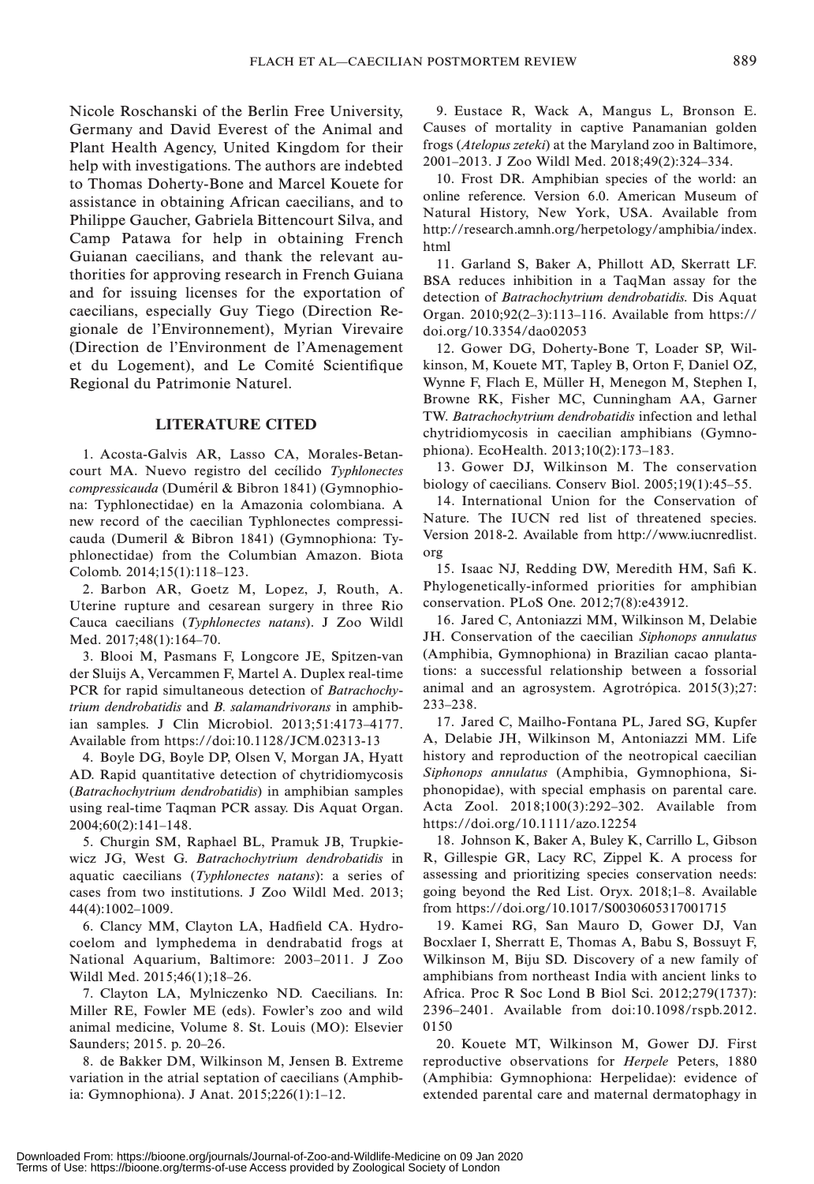Nicole Roschanski of the Berlin Free University, Germany and David Everest of the Animal and Plant Health Agency, United Kingdom for their help with investigations. The authors are indebted to Thomas Doherty-Bone and Marcel Kouete for assistance in obtaining African caecilians, and to Philippe Gaucher, Gabriela Bittencourt Silva, and Camp Patawa for help in obtaining French Guianan caecilians, and thank the relevant authorities for approving research in French Guiana and for issuing licenses for the exportation of caecilians, especially Guy Tiego (Direction Regionale de l'Environnement), Myrian Virevaire (Direction de l'Environment de l'Amenagement et du Logement), and Le Comité Scientifique Regional du Patrimonie Naturel.

## LITERATURE CITED

1. Acosta-Galvis AR, Lasso CA, Morales-Betancourt MA. Nuevo registro del cecílido *Typhlonectes compressicauda* (Duméril & Bibron 1841) (Gymnophiona: Typhlonectidae) en la Amazonia colombiana. A new record of the caecilian Typhlonectes compressicauda (Dumeril & Bibron 1841) (Gymnophiona: Typhlonectidae) from the Columbian Amazon. Biota Colomb. 2014;15(1):118–123.

2. Barbon AR, Goetz M, Lopez, J, Routh, A. Uterine rupture and cesarean surgery in three Rio Cauca caecilians (*Typhlonectes natans*). J Zoo Wildl Med. 2017;48(1):164–70.

3. Blooi M, Pasmans F, Longcore JE, Spitzen-van der Sluijs A, Vercammen F, Martel A. Duplex real-time PCR for rapid simultaneous detection of *Batrachochytrium dendrobatidis* and *B. salamandrivorans* in amphibian samples. J Clin Microbiol. 2013;51:4173–4177. Available from https://doi:10.1128/JCM.02313-13

4. Boyle DG, Boyle DP, Olsen V, Morgan JA, Hyatt AD. Rapid quantitative detection of chytridiomycosis (*Batrachochytrium dendrobatidis*) in amphibian samples using real-time Taqman PCR assay. Dis Aquat Organ. 2004;60(2):141–148.

5. Churgin SM, Raphael BL, Pramuk JB, Trupkiewicz JG, West G. *Batrachochytrium dendrobatidis* in aquatic caecilians (*Typhlonectes natans*): a series of cases from two institutions. J Zoo Wildl Med. 2013; 44(4):1002–1009.

6. Clancy MM, Clayton LA, Hadfield CA. Hydrocoelom and lymphedema in dendrabatid frogs at National Aquarium, Baltimore: 2003–2011. J Zoo Wildl Med. 2015;46(1);18–26.

7. Clayton LA, Mylniczenko ND. Caecilians. In: Miller RE, Fowler ME (eds). Fowler's zoo and wild animal medicine, Volume 8. St. Louis (MO): Elsevier Saunders; 2015. p. 20–26.

8. de Bakker DM, Wilkinson M, Jensen B. Extreme variation in the atrial septation of caecilians (Amphibia: Gymnophiona). J Anat. 2015;226(1):1–12.

9. Eustace R, Wack A, Mangus L, Bronson E. Causes of mortality in captive Panamanian golden frogs (*Atelopus zeteki*) at the Maryland zoo in Baltimore, 2001–2013. J Zoo Wildl Med. 2018;49(2):324–334.

10. Frost DR. Amphibian species of the world: an online reference. Version 6.0. American Museum of Natural History, New York, USA. Available from http://research.amnh.org/herpetology/amphibia/index.html

11. Garland S, Baker A, Phillott AD, Skerratt LF. BSA reduces inhibition in a TaqMan assay for the detection of *Batrachochytrium dendrobatidis.* Dis Aquat Organ. 2010;92(2–3):113–116. Available from https://doi.org/10.3354/dao02053

12. Gower DG, Doherty-Bone T, Loader SP, Wilkinson, M, Kouete MT, Tapley B, Orton F, Daniel OZ, Wynne F, Flach E, Müller H, Menegon M, Stephen I, Browne RK, Fisher MC, Cunningham AA, Garner TW. *Batrachochytrium dendrobatidis* infection and lethal chytridiomycosis in caecilian amphibians (Gymnophiona). EcoHealth. 2013;10(2):173–183.

13. Gower DJ, Wilkinson M. The conservation biology of caecilians. Conserv Biol. 2005;19(1):45–55.

14. International Union for the Conservation of Nature. The IUCN red list of threatened species. Version 2018-2. Available from http://www.iucnredlist.org

15. Isaac NJ, Redding DW, Meredith HM, Safi K. Phylogenetically-informed priorities for amphibian conservation. PLoS One. 2012;7(8):e43912.

16. Jared C, Antoniazzi MM, Wilkinson M, Delabie JH. Conservation of the caecilian *Siphonops annulatus* (Amphibia, Gymnophiona) in Brazilian cacao plantations: a successful relationship between a fossorial animal and an agrosystem. Agrotrópica. 2015(3);27: 233–238.

17. Jared C, Mailho-Fontana PL, Jared SG, Kupfer A, Delabie JH, Wilkinson M, Antoniazzi MM. Life history and reproduction of the neotropical caecilian *Siphonops annulatus* (Amphibia, Gymnophiona, Siphonopidae), with special emphasis on parental care. Acta Zool. 2018;100(3):292–302. Available from https://doi.org/10.1111/azo.12254

18. Johnson K, Baker A, Buley K, Carrillo L, Gibson R, Gillespie GR, Lacy RC, Zippel K. A process for assessing and prioritizing species conservation needs: going beyond the Red List. Oryx. 2018;1–8. Available from https://doi.org/10.1017/S0030605317001715

19. Kamei RG, San Mauro D, Gower DJ, Van Bocxlaer I, Sherratt E, Thomas A, Babu S, Bossuyt F, Wilkinson M, Biju SD. Discovery of a new family of amphibians from northeast India with ancient links to Africa. Proc R Soc Lond B Biol Sci. 2012;279(1737): 2396–2401. Available from doi:10.1098/rspb.2012.0150

20. Kouete MT, Wilkinson M, Gower DJ. First reproductive observations for *Herpele* Peters, 1880 (Amphibia: Gymnophiona: Herpelidae): evidence of extended parental care and maternal dermatophagy in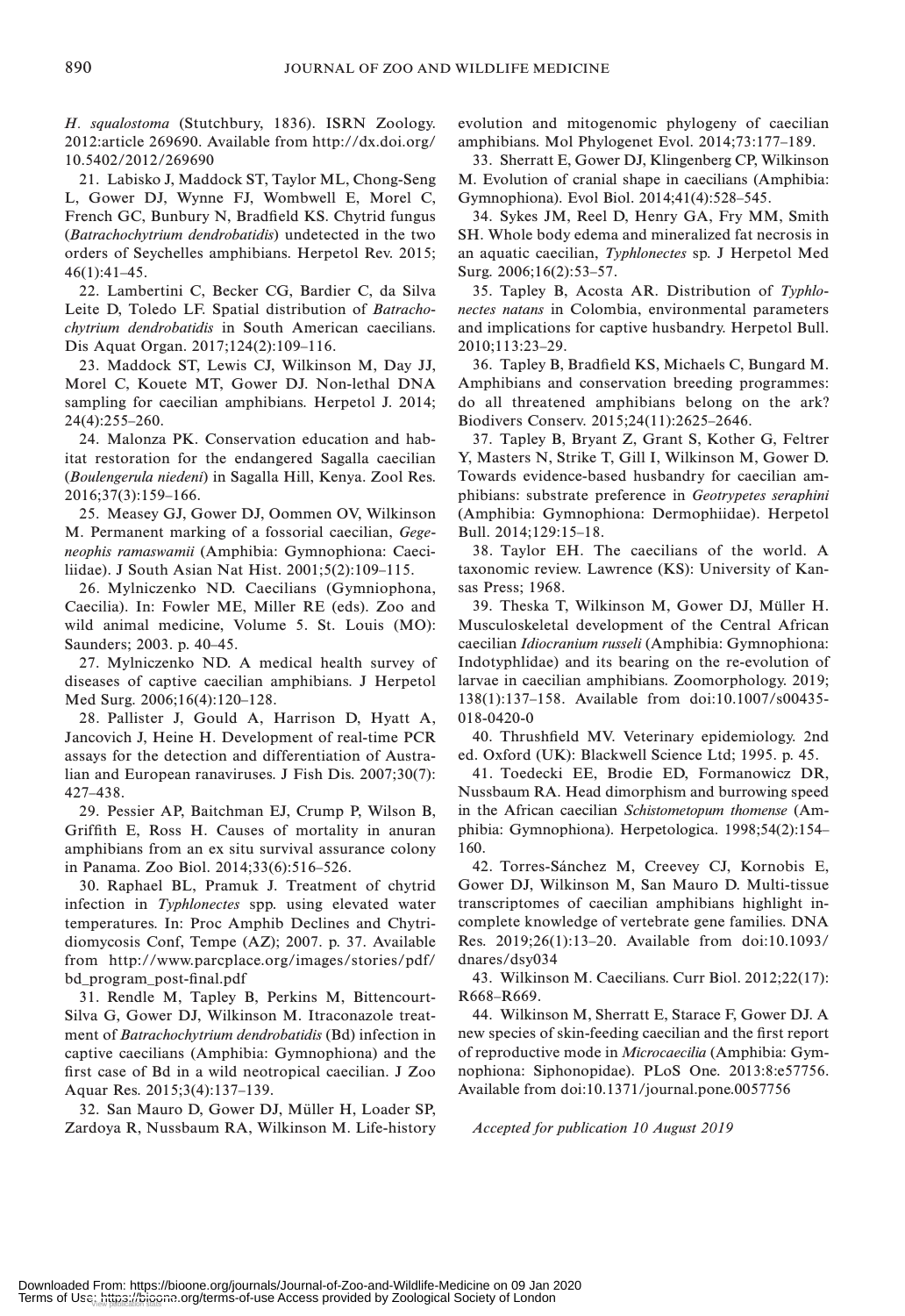*H. squalostoma* (Stutchbury, 1836). ISRN Zoology. 2012:article 269690. Available from http://dx.doi.org/10.5402/2012/269690

21. Labisko J, Maddock ST, Taylor ML, Chong-Seng L, Gower DJ, Wynne FJ, Wombwell E, Morel C, French GC, Bunbury N, Bradfield KS. Chytrid fungus (*Batrachochytrium dendrobatidis*) undetected in the two orders of Seychelles amphibians. Herpetol Rev. 2015; 46(1):41–45.

22. Lambertini C, Becker CG, Bardier C, da Silva Leite D, Toledo LF. Spatial distribution of *Batrachochytrium dendrobatidis* in South American caecilians. Dis Aquat Organ. 2017;124(2):109–116.

23. Maddock ST, Lewis CJ, Wilkinson M, Day JJ, Morel C, Kouete MT, Gower DJ. Non-lethal DNA sampling for caecilian amphibians. Herpetol J. 2014; 24(4):255–260.

24. Malonza PK. Conservation education and habitat restoration for the endangered Sagalla caecilian (*Boulengerula niedeni*) in Sagalla Hill, Kenya. Zool Res. 2016;37(3):159–166.

25. Measey GJ, Gower DJ, Oommen OV, Wilkinson M. Permanent marking of a fossorial caecilian, *Gegeneophis ramaswamii* (Amphibia: Gymnophiona: Caeciliidae). J South Asian Nat Hist. 2001;5(2):109–115.

26. Mylniczenko ND. Caecilians (Gymniophona, Caecilia). In: Fowler ME, Miller RE (eds). Zoo and wild animal medicine, Volume 5. St. Louis (MO): Saunders; 2003. p. 40–45.

27. Mylniczenko ND. A medical health survey of diseases of captive caecilian amphibians. J Herpetol Med Surg. 2006;16(4):120–128.

28. Pallister J, Gould A, Harrison D, Hyatt A, Jancovich J, Heine H. Development of real-time PCR assays for the detection and differentiation of Australian and European ranaviruses. J Fish Dis. 2007;30(7): 427–438.

29. Pessier AP, Baitchman EJ, Crump P, Wilson B, Griffith E, Ross H. Causes of mortality in anuran amphibians from an ex situ survival assurance colony in Panama. Zoo Biol. 2014;33(6):516–526.

30. Raphael BL, Pramuk J. Treatment of chytrid infection in *Typhlonectes* spp. using elevated water temperatures. In: Proc Amphib Declines and Chytridiomycosis Conf, Tempe (AZ); 2007. p. 37. Available from http://www.parcplace.org/images/stories/pdf/bd_program_post-final.pdf

31. Rendle M, Tapley B, Perkins M, Bittencourt-Silva G, Gower DJ, Wilkinson M. Itraconazole treatment of *Batrachochytrium dendrobatidis* (Bd) infection in captive caecilians (Amphibia: Gymnophiona) and the first case of Bd in a wild neotropical caecilian. J Zoo Aquar Res. 2015;3(4):137–139.

32. San Mauro D, Gower DJ, Müller H, Loader SP, Zardoya R, Nussbaum RA, Wilkinson M. Life-history evolution and mitogenomic phylogeny of caecilian amphibians. Mol Phylogenet Evol. 2014;73:177–189.

33. Sherratt E, Gower DJ, Klingenberg CP, Wilkinson M. Evolution of cranial shape in caecilians (Amphibia: Gymnophiona). Evol Biol. 2014;41(4):528–545.

34. Sykes JM, Reel D, Henry GA, Fry MM, Smith SH. Whole body edema and mineralized fat necrosis in an aquatic caecilian, *Typhlonectes* sp. J Herpetol Med Surg. 2006;16(2):53–57.

35. Tapley B, Acosta AR. Distribution of *Typhlonectes natans* in Colombia, environmental parameters and implications for captive husbandry. Herpetol Bull. 2010;113:23–29.

36. Tapley B, Bradfield KS, Michaels C, Bungard M. Amphibians and conservation breeding programmes: do all threatened amphibians belong on the ark? Biodivers Conserv. 2015;24(11):2625–2646.

37. Tapley B, Bryant Z, Grant S, Kother G, Feltrer Y, Masters N, Strike T, Gill I, Wilkinson M, Gower D. Towards evidence-based husbandry for caecilian amphibians: substrate preference in *Geotrypetes seraphini* (Amphibia: Gymnophiona: Dermophiidae). Herpetol Bull. 2014;129:15–18.

38. Taylor EH. The caecilians of the world. A taxonomic review. Lawrence (KS): University of Kansas Press; 1968.

39. Theska T, Wilkinson M, Gower DJ, Müller H. Musculoskeletal development of the Central African caecilian *Idiocranium russeli* (Amphibia: Gymnophiona: Indotyphlidae) and its bearing on the re-evolution of larvae in caecilian amphibians. Zoomorphology. 2019; 138(1):137–158. Available from doi:10.1007/s00435-018-0420-0

40. Thrushfield MV. Veterinary epidemiology. 2nd ed. Oxford (UK): Blackwell Science Ltd; 1995. p. 45.

41. Toedecki EE, Brodie ED, Formanowicz DR, Nussbaum RA. Head dimorphism and burrowing speed in the African caecilian *Schistometopum thomense* (Amphibia: Gymnophiona). Herpetologica. 1998;54(2):154–160.

42. Torres-Sánchez M, Creevey CJ, Kornobis E, Gower DJ, Wilkinson M, San Mauro D. Multi-tissue transcriptomes of caecilian amphibians highlight incomplete knowledge of vertebrate gene families. DNA Res. 2019;26(1):13–20. Available from doi:10.1093/dnares/dsy034

43. Wilkinson M. Caecilians. Curr Biol. 2012;22(17): R668–R669.

44. Wilkinson M, Sherratt E, Starace F, Gower DJ. A new species of skin-feeding caecilian and the first report of reproductive mode in *Microcaecilia* (Amphibia: Gymnophiona: Siphonopidae). PLoS One. 2013:8:e57756. Available from doi:10.1371/journal.pone.0057756

*Accepted for publication 10 August 2019*